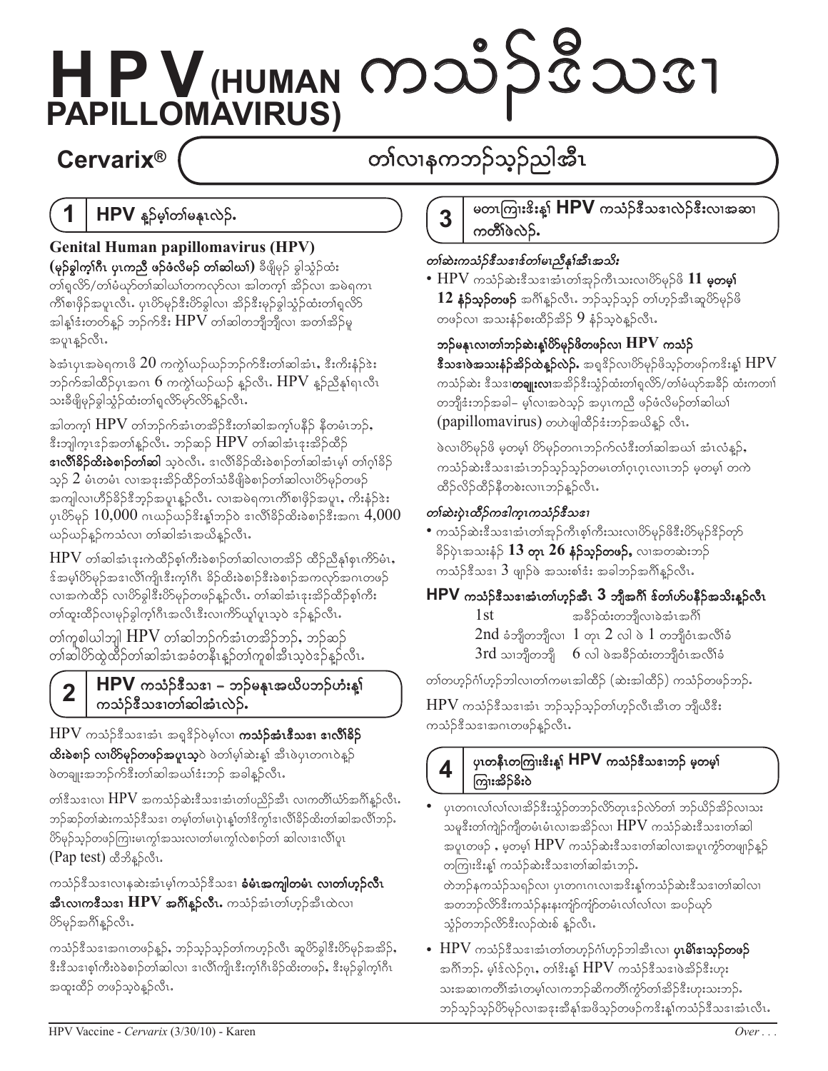# HPV (HUMAN PAPILLOMAVIRUS) ကသံၣ်ဒီသဒၢ

**Cervarix®** — တၢ်လၢနကဘၣ်သ့ၣ်ညါအီၤ

## 1 HPV နၣ်မ့ၢ်တၢ်မနုၤလဲၣ်.

**Genital Human papillomavirus (HPV)**

**(မုၣ်ခွါက့ၢ်ဂီၤ ပုၤကညီ ဖၣ်ဖံလီမၣ် တၢ်ဆါဃၢ်)** ဒီဖျိမုၣ် ခွါသွံၣ်ထံးတၢ်ရှလိာ်/တၢ်မံယှာ်တၢ်ဆါဃၢ်တကလုာ်လၢ အါတက့ၢ် အိၣ်လၢ အမဲရကၤကိၢ်စၢဖိုၣ်အပူၤလီၤ. ပုၤပိာ်မုၣ်ဒီးပိာ်ခွါလၢ အိၣ်ဒီးမုၣ်ခွါသွံၣ်ထံးတၢ်ရှလိာ်အါန့ၢ်ဒံးတတ်နၣ် ဘၣ်က်ဒီး HPV တၢ်ဆါတဘျီဘျီလၢ အတၢ်အိၣ်မူအပူၤနၣ်လီၤ.

ခဲအံၤပုၤအမဲရကၤဖိ 20 ကကွဲၢ်ဃဲၤ်ဃဲၤ်ဘၣ်က်ဒီးတၢ်ဆါအံၤ, ဒီးကိးနံၣ်ဒံး ဘၣ်က်အါထိၣ်ပုၤအဂၤ 6 ကကွဲၢ်ဃဲၤ်ဃဲၤ် နၣ်လီၤ. HPV နၣ်ညီနၢ်ရၤလီၤ သးခီဖျိမုၣ်ခွါသွံၣ်ထံးတၢ်ရှလိာ်မၢ်လိာ်နၣ်လီၤ.

အါတက့ၢ် HPV တၢ်ဘၣ်က်အံၤတအိၣ်ဒီးတၢ်ဆါအက့ၢ်ပနီၣ် နီတမံၤဘၣ်, ဒီးဘျါက္ၤဒၣ်အတၢ်နၣ်လီၤ. ဘၣ်ဆၣ် HPV တၢ်ဆါအံၤဒုးအိၣ်ထိၣ် **ဒၢလီၢ်ခိၣ်ထိးခဲစၢၣ်တၢ်ဆါ** သ့ဝဲလီၤ. ဒၢလီၢ်ခိၣ်ထိးခဲစၢၣ်တၢ်ဆါအံၤမ့ၢ် တၢ်ဂ့ၢ်ခိၣ်သ့ၣ် 2 မံၤတမံၤ လၢအဒုးအိၣ်ထိၣ်တၢ်သံခီဖျိခဲစၢၣ်တၢ်ဆါလၢပိာ်မုၣ်တဖၣ် အကျါလၢဟီၣ်ခိၣ်ဒီဘ့ၣ်အပူၤနၣ်လီၤ. လၢအမဲရကၤကိၢ်စၢဖိုၣ်အပူၤ, ကိးနံၣ်ဒံး ပုၤပိာ်မုၣ် 10,000 ဂၤဃဲၤ်ဃဲၤ်ဒီးန့ၢ်ဘၣ်ဝဲ ဒၢလီၢ်ခိၣ်ထိးခဲစၢၣ်ဒီးအဂၤ 4,000 ဃဲၤ်ဃဲၤ်နၣ်ကသံလၢ တၢ်ဆါအံၤအဃိနၣ်လီၤ.

HPV တၢ်ဆါအံၤဒုးကဲထိၣ်စ့ၢ်ကီးခဲစၢၣ်တၢ်ဆါလၢတအိၣ် ထိၣ်ညီနၢ်စ့ၢ်ကိာ်မံၤ, ဒ်အမ့ၢ်ပိာ်မုၣ်အဒၢလီၢ်ကျိၤဒီးက့ၢ်ဂီၤ ခိၣ်ထိးခဲစၢၣ်ဒီးခဲစၢၣ်အကလုာ်အဂၤတဖၣ်လၢအကဲထိၣ် လၢပိာ်ခွါဒီးပိာ်မုၣ်တဖၣ်နၣ်လီၤ. တၢ်ဆါအံၤဒုးအိၣ်ထိၣ်စ့ၢ်ကီး တၢ်ထူးထိၣ်လၢမုၣ်ခွါက့ၢ်ဂီၤအလိၤဒီးလၢကိာ်ယူၢ်ပူၤသ့ဝဲ ဒ်နၣ်လီၤ.

တၢ်ကူစါယါဘျါ HPV တၢ်ဆါဘၣ်က်အံၤတအိၣ်ဘၣ်, ဘၣ်ဆၣ် တၢ်ဆါပိာ်ထွဲထိၣ်တၢ်ဆါအံၤအခံတနီၤနၣ်တၢ်ကူစါအီၤသ့ဝဲဒ်နၣ်လီၤ.

## 2 HPV ကသံၣ်ဒီသဒၢ – ဘၣ်မနုၤအဃိပဘၣ်ဟံးန့ၢ် ကသံၣ်ဒီသဒၢတၢ်ဆါအံၤလဲၣ်.

HPV ကသံၣ်ဒီသဒၢအံၤ အရှၤ်ဒိၣ်ဝဲမ့ၢ်လၢ **ကသံၣ်အံၤဒီသဒၢ ဒၢလီၢ်ခိၣ်ထိးခဲစၢၣ် လၢပိာ်မုၣ်တဖၣ်အပူၤသ့**ဝဲ ဖဲတၢ်မ့ၢ်ဆဲးန့ၢ် အီၤဖဲပုၤတဂၤဝဲနၣ် ဖဲတချုးအဘၣ်က်ဒီးတၢ်ဆါအဃိၢ်ဒံးဘၣ် အခါနၣ်လီၤ.

တၢ်ဒီသဒၢလၢ HPV အကသံၣ်ဆဲးဒီသဒၢအံၤတၢ်ပညိၣ်အီၤ လၢကတီၢ်ယံာ်အဂီၢ်နၣ်လီၤ. ဘၣ်ဆၣ်တၢ်ဆဲးကသံၣ်ဒီသဒၢ တမ့ၢ်တၢ်မၤပှဲၤန့ၢ်တၢ်ဒိကွၢ်ဒၢလီၢ်ခိၣ်ထိးတၢ်ဆါအလီၢ်ဘၣ်. ပိာ်မုၣ်သ့ၣ်တဖၣ်ကြၢးမၤကွၢ်အသးလၢတၢ်မၤကွၢ်လဲစၢၣ်တၢ် ဆါလၢဒၢလီၢ်ပူၤ (Pap test) ထီဘိနၣ်လီၤ.

ကသံၣ်ဒီသဒၢလၢနဆဲးအံၤမ့ၢ်ကသံၣ်ဒီသဒၢ **ခံမံၤအကျါတမံၤ လၢတၢ်ဟ့ၣ်လီၤ အီၤလၢကဒီသဒၢ HPV အဂီၢ်နၣ်လီၤ**. ကသံၣ်အံၤတၢ်ဟ့ၣ်အီၤထဲလၢ ပိာ်မုၣ်အဂီၢ်နၣ်လီၤ.

ကသံၣ်ဒီသဒၢအဂၤတဖၣ်နၣ်, ဘၣ်သ့ၣ်သ့ၣ်တၢ်ကဟ့ၣ်လီၤ ဆူပိာ်ခွါဒီးပိာ်မုၣ်အအိၣ်, ဒီးဒီသဒၢစ့ၢ်ကီးခဲစၢၣ်တၢ်ဆါလၢ ဒၢလီၢ်ကျိၤဒီးက့ၢ်ဂီၤခိၣ်ထိးတဖၣ်, ဒီးမုၣ်ခွါက့ၢ်ဂီၤ အထူးထိၣ် တဖၣ်သ့ဝဲနၣ်လီၤ.

## 3 မတၤကြၢးဒီးန့ၢ် HPV ကသံၣ်ဒီသဒၢလဲၣ်ဒီးလၢအဆၢကတီၢ်ဖဲလဲၣ်.

*တၢ်ဆဲးကသံၣ်ဒီသဒၢဒ်တၢ်မၤညီနၢ်အီၤအသိး*

- HPV ကသံၣ်ဆဲးဒီသဒၢအံၤတၢ်ဆှၣ်ကီၤသးလၢပိာ်မုၣ်ဖိ **11 မ့တမ့ၢ် 12 နံၣ်သ့ၣ်တဖၣ်** အဂီၢ်နၣ်လီၤ. ဘၣ်သ့ၣ်သ့ၣ် တၢ်ဟ့ၣ်အီၤဆူပိာ်မုၣ်ဖိ တဖၣ်လၢ အသးနံၣ်စးထိၣ်အိၣ် 9 နံၣ်သ့ဝဲနၣ်လီၤ.

**ဘၣ်မနုၤလၢတၢ်ဘၣ်ဆဲးန့ၢ်ပိာ်မုၣ်ဖိတဖၣ်လၢ HPV ကသံၣ် ဒီသဒၢဖဲအသးနံၣ်အိၣ်ထဲနၣ်လဲၣ်.** အရှၤ်ဒိၣ်လၢပိာ်မုၣ်ဖိသ့ၣ်တဖၣ်ကဒိးန့ၢ် HPV ကသံၣ်ဆဲး ဒီသဒၢ**တချုးလၢ**အအိၣ်ဒီးသွံၣ်ထံးတၢ်ရှလိာ်/တၢ်မံယှာ်အခိၣ် ထံးကတၢ် တဘျိဒံးဘၣ်အခါ– မ့ၢ်လၢအဝဲသ့ၣ် အပုၤကညီ ဖၣ်ဖံလီမၣ်တၢ်ဆါဃၢ် (papillomavirus) တဟဲဖျါထိၣ်ဒံးဘၣ်အဃိနၣ် လီၤ.

ဖဲလၢပိာ်မုၣ်ဖိ မ့တမ့ၢ် ပိာ်မုၣ်တဂၤဘၣ်က်လံဒီးတၢ်ဆါအဃၢ် အံၤလံနၣ်, ကသံၣ်ဆဲးဒီသဒၢအံၤဘၣ်သ့ၣ်သ့ၣ်တမၤတၢ်ဂ့ၤဂ့ၤလၢၤဘၣ် မ့တမ့ၢ် တကဲထိၣ်လိၣ်ထိၣ်နီတစဲးလၢၤဘၣ်နၣ်လီၤ.

*တၢ်ဆဲးဖှဲၤထိၣ်ကဒါက္ၤကသံၣ်ဒီသဒၢ*

- ကသံၣ်ဆဲးဒီသဒၢအံၤတၢ်ဆှၣ်ကီၤစ့ၢ်ကီးသးလၢပိာ်မုၣ်ဖိဒီးပိာ်မုၣ်ဒိၣ်တှာ် ခိၣ်ပှဲၤအသးနံၣ် **13 တုၤ 26 နံၣ်သ့ၣ်တဖၣ်,** လၢအတဆဲးဘၣ် ကသံၣ်ဒီသဒၢ 3 ဖျၢၣ်ဖဲ အသးစၢ်ဒံး အခါဘၣ်အဂီၢ်နၣ်လီၤ.

### HPV ကသံၣ်ဒီသဒၢအံၤတၢ်ဟ့ၣ်အီၤ 3 ဘျီအဂီၢ် ဒ်တၢ်ဟ်ပနီၣ်အသိးနၣ်လီၤ

| | |
|---|---|
| 1st | အခိၣ်ထံးတဘျီလၢခဲအံၤအဂီၢ် |
| 2nd ခံဘျီတဘျီလၢ | 1 တုၤ 2 လါ ဖဲ 1 တဘျီဝံၤအလီၢ်ခံ |
| 3rd သၢဘျီတဘျီ | 6 လါ ဖဲအခိၣ်ထံးတဘျီဝံၤအလီၢ်ခံ |

တၢ်တဟ့ၣ်ဂ်ၢ်ဟ့ၣ်ဘါလၢတၢ်ကမၤအါထိၣ် (ဆဲးအါထိၣ်) ကသံၣ်တဖၣ်ဘၣ်.

HPV ကသံၣ်ဒီသဒၢအံၤ ဘၣ်သ့ၣ်သ့ၣ်တၢ်ဟ့ၣ်လီၤအီၤတ ဘျီယီဒီး ကသံၣ်ဒီသဒၢအဂၤတဖၣ်နၣ်လီၤ.

## 4 ပုၤတနီၤတကြၢးဒီးန့ၢ် HPV ကသံၣ်ဒီသဒၢဘၣ် မ့တမ့ၢ် ကြၢးအိၣ်ခိးဝဲ

- ပုၤတဂၤလၢ်လၢ်လၢအိၣ်ဒီးသွံၣ်တဘၣ်လိာ်တုၤဒ်လဲာ်တၢ် ဘၣ်ယိၣ်အိၣ်လၢအသး သမူဒီးတၢ်ကဲ့ၣ်ကျိတမံၤမံၤလၢအအိၣ်လၢ HPV ကသံၣ်ဆဲးဒီသဒၢတၢ်ဆါ အပူၤတဖၣ် , မ့တမ့ၢ် HPV ကသံၣ်ဆဲးဒီသဒၢတၢ်ဆါလၢအပူၤကွံာ်တဖျၢၣ်နၣ် တကြၢးဒီးန့ၢ် ကသံၣ်ဆဲးဒီသဒၢတၢ်ဆါအံၤဘၣ်.
  တဲဘၣ်နကသံၣ်သရၣ်လၢ ပုၤတဂၤဂၤလၢအဒီးန့ၢ်ကသံၣ်ဆဲးဒီသဒၢတၢ်ဆါလၢ အတဘၣ်လိာ်ဒီးကသံၣ်နးနးကဲ့ၣ်ကဲ့ၣ်တမံၤလၢ်လၢ်လၢ အပၣ်ယှာ် သွံၣ်တဘၣ်လိာ်ဒီးလၣ်ထဲးစံ နၣ်လီၤ.
- HPV ကသံၣ်ဒီသဒၢအံၤတၢ်တဟ့ၣ်ဂ်ၢ်ဟ့ၣ်ဘါအီၤလၢ **ပုၤမိၢ်ဒၢသ့ၣ်တဖၣ်** အဂီၢ်ဘၣ်. မ့ၢ်ဒ်လဲၣ်ဂ့ၤ, တၢ်ဒိးန့ၢ် HPV ကသံၣ်ဒီသဒၢဖဲအိၣ်ဒီးဟူး သးအဆၢကတီၢ်အံၤတမ့ၢ်လၢကဘၣ်ဆိကမိၣ်ကွံာ်တၢ်အိၣ်ဒီးဟူးသးလၢဘၣ်. ဘၣ်သ့ၣ်သ့ၣ်ပိာ်မုၣ်လၢအဒုးအီၣ်အဖိသ့ၣ်တဖၣ်ကဒိးန့ၢ်ကသံၣ်ဒီသဒၢအံၤလီၤ.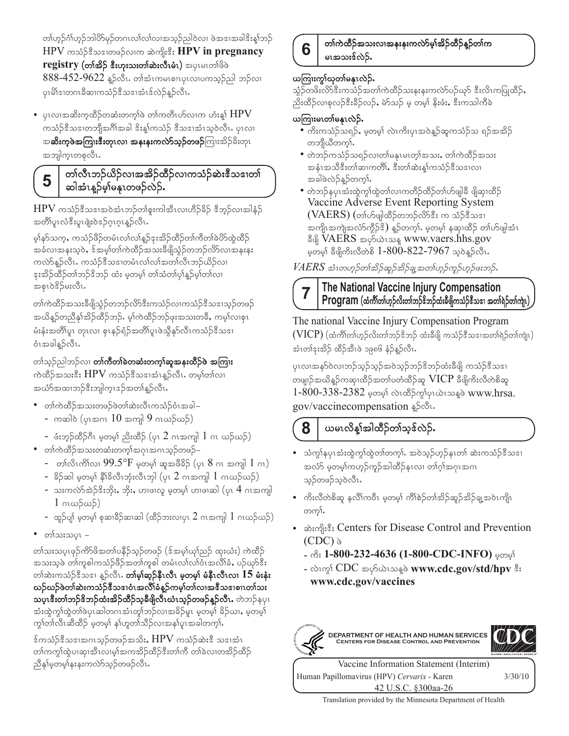တၢ်ဟ့ၣ်ဂံၢ်ဟ့ၣ်ဘါဝဲၣ်မှၣ်တဂၤလၢ်လၢလၢအသ့ၣ်ညါဝဲလၢ ဖဲအဒၢအခါဒိးန့ၢ်ဘၣ် HPV ကသံၣ်ဒီသဒၢတဖၣ်လၢက ဆဲကျိးဒီး **HPV in pregnancy registry (တၢ်အိၣ် ဒီးဟုးသးတၢ်ဆဲးလီၤမံၤ)** အပှၤမၤတၢ်ဖိဖဲ 888-452-9622 န့ၣ်လီၤ. တၢ်အံၤကမၤစၢၤပှၤလၢပကသ့ၣ်ညါ ဘၣ်လၢ ပှၤမိၢ်ဒၢတဂၤခီဆၢကသံၣ်ဒီသဒၢအံၤဒ်လဲၣ်န့ၣ်လီၤ.

- ပှၤလၢအဆိးက့ထိၣ်တဆံးတက့ၢ်ဖဲ တၢ်ကတီၤဟ်လၢက ဟံးန့ၢ် HPV ကသံၣ်ဒီသဒၢတဘျီအဂီၢ်အခါ ဒိးန့ၢ်ကသံၣ် ဒီသဒၢအံၤသ့ဝဲလီၤ. ပှၤလၢ**အဆိးက့ဖဲအကြၢးဒီးတုၤလၢ အနးနးကလဲာ်သ့ၣ်တဖၣ်**ကြၢးအိၣ်ခိးတုၤအဘျါက့ၤတစုလီၤ.

## 5 တၢ်လီၤဘၣ်ယိၣ်လၢအအိၣ်ထိၣ်လၢကသံၣ်ဆဲးဒီသဒၢတၢ်ဆါအံၤန့ၣ်မ့ၢ်မနုၤတဖၣ်လဲၣ်.

HPV ကသံၣ်ဒီသဒၢအဝဲအံၤဘၣ်တၢ်စူးကါအီၤလၢဟီၣ်ခိၣ် ဒီဘ့ၣ်လၢအါနံၣ် အတီၢ်ပူၤလံဒီးပူၤဖျဲးဝဲဒၣ်ဂ့ၤဂ့ၤန့ၣ်လီၤ.

မ့ၢ်နာ်သက့, ကသံၣ်ဖိၣ်တမံၤလၢ်လၢ်န့ၣ်ဒုးအိၣ်ထိၣ်တၢ်ကိတၢ်ခဲဝဲဘိတွဲထိၣ် အခံလၢအနးသ့ဝဲ, ဒ်အမ့ၢ်တၢ်ကဲထိၣ်အသးခီဖျိသ့ၣ်တဘၣ်လိာ်လၢအနးနးကလဲာ်န့ၣ်လီၤ. ကသံၣ်ဒီသဒၢတမံၤလၢ်လၢ်အတၢ်လီၤဘၣ်ယိၣ် ဒုးအိၣ်ထိၣ်တၢ်ဘၣ်ဒိဘၣ် ထံး မ့တမ့ၢ် တၢ်သံတၢ်ပှၢ်န့ၣ်မ့ၢ်တၢ်လၢအစုၤဝဲဒိၣ်မးလီၤ.

တၢ်ကဲထိၣ်အသးခီဖျိသ့ၣ်တဘၣ်လိာ်ဒီးကသံၣ်လၢကသံၣ်ဒီသဒၢသ့ၣ်တဖၣ်အယိန့ၣ်တညီနုၢ်အိၣ်ထိၣ်ဘၣ်. မ့ၢ်ကဲထိၣ်ဘၣ်ဖုးအသးတခီ, ကမ့ၢ်လၢစုၤမံးနံးအတိၢ်ပူၤ တုၤလၢ စုၤနၣ်ရံၣ်အတိၢ်ပူၤဖဲသိန့ၢ်လီၤကသံၣ်ဒီသဒၢဝံၤအခါန့ၣ်လီၤ.

တၢ်သ့ၣ်ညါဘၣ်လၢ **တၢ်ကီတၢ်ခဲတဆံးတက့ၢ်ဆူအနးထိၣ်ဖဲ အကြၢး**ကဲထိၣ်အသးဒီး HPV ကသံၣ်ဒီသဒၢအံၤန့ၣ်လီၤ. တမ့ၢ်တၢ်လၢအယံာ်အထၢဘၣ်ဒီးဘျါက့ၤဒၣ်အတၢ်န့ၣ်လီၤ.

- တၢ်ကဲထိၣ်အသးတဖၣ်ဖဲတၢ်ဆဲးလီၤကသံၣ်ဝံၤအခါ–
  - ကဆါဝဲ (ပှၤအဂၤ 10 အကျါ 9 ဂၤယၣ်ယၣ်)
  - ဖံးဘ့ၣ်ထိၣ်ဂီၤ မ့တမ့ၢ် ညီးထိၣ် (ပှၤ 2 ဂၤအကျါ 1 ဂၤ ယၣ်ယၣ်)
- တၢ်ကဲထိၣ်အသးတဆံးတက့ၢ်အဂ့ၤအဂၤသ့ၣ်တဖၣ်–
  - တၢ်လီၤကိၢ်လၢ 99.5°F မ့တမ့ၢ် ဆူအဖိခိၣ် (ပှၤ 8 ဂၤ အကျါ 1 ဂၤ)
  - ခိၣ်ဆါ မ့တမ့ၢ် နီၢ်ခိလီၤဘုံးလီၤဘုါ (ပှၤ 2 ဂၤအကျါ 1 ဂၤယၣ်ယၣ်)
  - သးကလဲာ်အဲၣ်ဒီးဘိုး, ဘိုး, ဟၢဖၢလူ မ့တမ့ၢ် ဟၢဖၢဆါ (ပှၤ 4 ဂၤအကျါ 1 ဂၤယၣ်ယၣ်)
  - ထူၣ်ပျၢ် မ့တမ့ၢ် စုဆၢခီၣ်ဆၢဆါ (ထိၣ်ဘးလၢပှၤ 2 ဂၤအကျါ 1 ဂၤယၣ်ယၣ်)
- တၢ်သးသပ္ၤ –

တၢ်သးသပ္ၤဖုၣ်ကိာ်ဖိအတၢ်ပနီၣ်သ့ၣ်တဖၣ် (ဒ်အမ့ၢ်ယုၢ်ညၣ် ထုးယံး) ကဲထိၣ်အသးသ့ဖဲ တၢ်ကူစါကသံၣ်ဖိၣ်အတၢ်ကူစါ တမံၤလၢ်လၢ်ဝံၤအလိၢ်ခံ, ပၣ်ယှာ်ဒီးတၢ်ဆဲးကသံၣ်ဒီသဒၢ န့ၣ်လီၤ. **တၢ်မ့ၢ်ဆ့ၣ်နီၤလီၤ မ့တမ့ၢ် မံနီၤလီၤလၢ 15 မံးနံးယၣ်ယၣ်ဖဲတၢ်ဆဲးကသံၣ်ဒီသဒၢဝံၤအလိၢ်ခံန့ၣ်ကမ့ၢ်တၢ်လၢအဒီသဒၢစၢၤတၢ်သးသပ္ၤဒီးတၢ်ဘၣ်ဒိဘၣ်ထံးအိၣ်ထိၣ်သ့ခီဖျိလီၤယံၤသ့ၣ်တဖၣ်န့ၣ်လီၤ.** တဲဘၣ်နပှၤအံးထွဲက့ၢ်ထွဲတၢ်ဖဲပှၤဆါတဂၤအံၤတ့ၢ်ဘၣ်လၢအခိၣ်မူၤ မ့တမ့ၢ် ခိၣ်ယၢ, မ့တမ့ၢ် က့ၢ်တၢ်လီၤဆီထိၣ် မ့တမ့ၢ် နၢ်ဟူတၢ်သိၣ်လၢအနၢ်ပူၤအခါတက့ၢ်.

ဒ်ကသံၣ်ဒီသဒၢအဂၤသ့ၣ်တဖၣ်အသိး, HPV ကသံၣ်ဆဲးဒီ သဒၢအံၤ တၢ်ကက္ဂၢ်ထွဲပၢဆှၢအီၤလၢမ့ၢ်အကအိၣ်ထိၣ်ဒီးတၢ်ကီ တၢ်ခဲလၢတအိၣ်ထိၣ် ညီနုၢ်မ့တမ့ၢ်နးနးကလဲာ်သ့ၣ်တဖၣ်လီၤ.

## 6 တၢ်ကဲထိၣ်အသးလၢအနးနးကလဲာ်မ့ၢ်အိၣ်ထိၣ်နၣ်တၢ်ကမၤအသးဒ်လဲၣ်.

### ယကြၢးကွၢ်ယုတၢ်မနုၤလဲၣ်.

သ့ၣ်တဖီးလိာ်ဒီးကသံၣ်အတၢ်ကဲထိၣ်သးနးနးကလဲာ်ပၣ်ယှာ် ဒီးလီၤကပြုထိၣ်, ညီးထိၣ်လၢစုလၢ်ဒီးခိၣ်လၣ်, မဲာ်သၣ် မ့ တမ့ၢ် နိးဖံး, ဒီးကသါကီခဲ

### ယကြၢးမၤတၢ်မနုၤလဲၣ်.

- ကိးကသံၣ်သရၣ်, မ့တမ့ၢ် လဲၤကိးပှၤအဝဲန့ၣ်ဆူကသံၣ်သ ရၣ်အအိၣ် တဘျီယီတက့ၢ်.
- တဲဘၣ်ကသံၣ်သရၣ်လၢတၢ်မနုၤမၤတ့ၢ်အသး, တၢ်ကဲထိၣ်အသး အနံၤအသီဒီးတၢ်ဆၢကတိၢ်, ဒီးတၢ်ဆဲးန့ၢ်ကသံၣ်ဒီသဒၢလၢ အခါဖဲလဲၣ်နၣ်တက့ၢ်.
- တဲဘၣ်နပှၤအံးထွဲက့ၢ်ထွဲတၢ်လၢကတိၣ်ထိၣ်တၢ်ဟ်ဖျါခီ ဖျိဆှၢထိၣ် Vaccine Adverse Event Reporting System (VAERS) (တၢ်ဟ်ဖျါထိၣ်တဘၣ်လိာ်ဒီး က သံၣ်ဒီသဒၢ အကျိၤအကျဲအလံာ်ကွီၣ်ဒိ) နၣ်တက့ၢ်. မ့တမ့ၢ် နဆှၢထိၣ် တၢ်ဟ်ဖျါအံၤ ခီဖျိ VAERS အပှာ်ယဲၤသန့ www.vaers.hhs.gov မ့တမ့ၢ် ခီဖျိကိးလီတဲစိ 1-800-822-7967 သ့ဝဲန့ၣ်လီၤ.

*VAERS အံၤတဟ့ၣ်တၢ်အိၣ်ဆူၣ်အိၣ်ချ့အတၢ်ဟ့ၣ်ကူၣ်ဟ့ၣ်ဖးဘၣ်.*

## 7 The National Vaccine Injury Compensation Program (ထံကိၢ်တၢ်ဟ့ၣ်လီးတၢ်ဘၣ်ဒိဘၣ်ထံးခီဖျိကသံၣ်ဒီသဒၢ အတၢ်ရဲၣ်တၢ်ကျဲၤ)

The national Vaccine Injury Compensation Program (VICP) (ထံကိၢ်တၢ်ဟ့ၣ်လီးတၢ်ဘၣ်ဒိဘၣ် ထံးခီဖျိ ကသံၣ်ဒီသဒၢအတၢ်ရဲၣ်တၢ်ကျဲၤ) အံၤတၢ်ဒုးအိၣ် ထိၣ်အီၤဖဲ ၁၉၈၆ နံၣ်န့ၣ်လီၤ.

ပှၤလၢအနာ်ဝဲလၢဘၣ်သ့ၣ်သ့ၣ်အဝဲသ့ၣ်ဘၣ်ဒိဘၣ်ထံးခီဖျိ ကသံၣ်ဒီသဒၢ တဖျၢၣ်အယိန့ၣ်ကဆှၢထိၣ်အတၢ်ပတံထိၣ်ဆူ VICP ခီဖျိကိးလီတဲစိဆူ 1-800-338-2382 မ့တမ့ၢ် လဲၤထိၣ်ကွၢ်ပှၤယဲၤသန့ဖဲ www.hrsa.gov/vaccinecompensation န့ၣ်လီၤ.

## 8 ယမၤလိန့ၢ်အါထိၣ်တၢ်သ့ဒ်လဲၣ်.

- သံကွၢ်နပှၤအံးထွဲက့ၢ်ထွဲတၢ်တက့ၢ်. အဝဲသ့ၣ်ဟ့ၣ်နၤတၢ် ဆဲးကသံၣ်ဒီသဒၢ အလံာ် မ့တမ့ၢ်ကဟ့ၣ်ကူၣ်အါထိၣ်နၤလၢ တၢ်ဂ့ၢ်အဂ့ၤအဂၤ သ့ၣ်တဖၣ်သ့ဝဲလီၤ.
- ကိးလီတဲစိဆူ နလိၢ်ကဝီၤ မ့တမ့ၢ် ကိၢ်စဲၣ်တၢ်အိၣ်ဆူၣ်အိၣ်ချ့အဝဲၤကျိၤ တက့ၢ်.
- ဆဲးကျိးဒီး Centers for Disease Control and Prevention (CDC) ဖဲ
  - ကိး **1-800-232-4636 (1-800-CDC-INFO)** မ့တမ့ၢ်
  - လဲၤကွၢ် CDC အပှာ်ယဲၤသန့ဖဲ **www.cdc.gov/std/hpv** ဒီး **www.cdc.gov/vaccines**

DEPARTMENT OF HEALTH AND HUMAN SERVICES
Centers for Disease Control and Prevention

Vaccine Information Statement (Interim)
Human Papillomavirus (HPV) *Cervarix* - Karen 3/30/10
42 U.S.C. §300aa-26

Translation provided by the Minnesota Department of Health